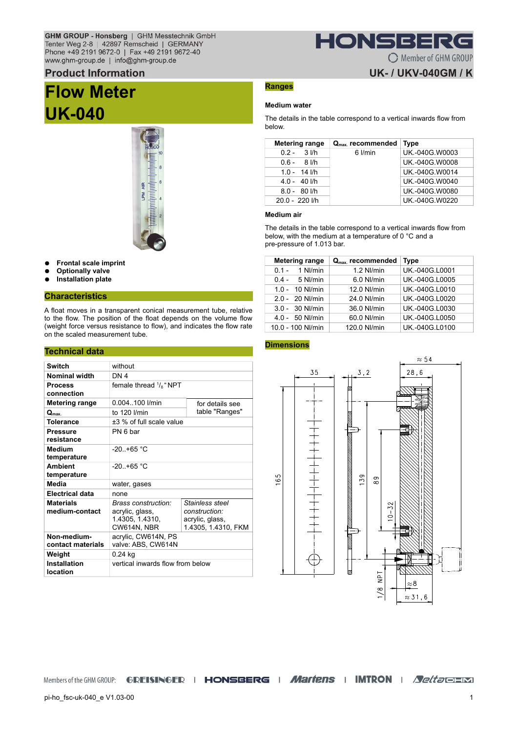GHM GROUP - Honsberg | GHM Messtechnik GmbH
Tenter Weg 2-8 | 42897 Remscheid | GERMANY
Phone +49 2191 9672-0 | Fax +49 2191 9672-40
www.ghm-group.de | info@ghm-group.de

## Product Information

**UK- / UKV-040GM / K**

# Flow Meter UK-040

- **Frontal scale imprint**
- **Optionally valve**
- **Installation plate**

## Characteristics

A float moves in a transparent conical measurement tube, relative to the flow. The position of the float depends on the volume flow (weight force versus resistance to flow), and indicates the flow rate on the scaled measurement tube.

## Technical data

| | | |
|---|---|---|
| **Switch** | without | |
| **Nominal width** | DN 4 | |
| **Process connection** | female thread 1/8" NPT | |
| **Metering range** | 0.004..100 l/min | for details see table "Ranges" |
| **$Q_{max.}$** | to 120 l/min | |
| **Tolerance** | ±3 % of full scale value | |
| **Pressure resistance** | PN 6 bar | |
| **Medium temperature** | -20..+65 °C | |
| **Ambient temperature** | -20..+65 °C | |
| **Media** | water, gases | |
| **Electrical data** | none | |
| **Materials medium-contact** | *Brass construction:* acrylic, glass, 1.4305, 1.4310, CW614N, NBR | *Stainless steel construction:* acrylic, glass, 1.4305, 1.4310, FKM |
| **Non-medium-contact materials** | acrylic, CW614N, PS valve: ABS, CW614N | |
| **Weight** | 0.24 kg | |
| **Installation location** | vertical inwards flow from below | |

## Ranges

### Medium water

The details in the table correspond to a vertical inwards flow from below.

| Metering range | $Q_{max.}$ recommended | Type |
|---|---|---|
| 0.2 - 3 l/h | 6 l/min | UK.-040G.W0003 |
| 0.6 - 8 l/h | | UK.-040G.W0008 |
| 1.0 - 14 l/h | | UK.-040G.W0014 |
| 4.0 - 40 l/h | | UK.-040G.W0040 |
| 8.0 - 80 l/h | | UK.-040G.W0080 |
| 20.0 - 220 l/h | | UK.-040G.W0220 |

### Medium air

The details in the table correspond to a vertical inwards flow from below, with the medium at a temperature of 0 °C and a pre-pressure of 1.013 bar.

| Metering range | $Q_{max.}$ recommended | Type |
|---|---|---|
| 0.1 - 1 Nl/min | 1.2 Nl/min | UK.-040G.L0001 |
| 0.4 - 5 Nl/min | 6.0 Nl/min | UK.-040G.L0005 |
| 1.0 - 10 Nl/min | 12.0 Nl/min | UK.-040G.L0010 |
| 2.0 - 20 Nl/min | 24.0 Nl/min | UK.-040G.L0020 |
| 3.0 - 30 Nl/min | 36.0 Nl/min | UK.-040G.L0030 |
| 4.0 - 50 Nl/min | 60.0 Nl/min | UK.-040G.L0050 |
| 10.0 - 100 Nl/min | 120.0 Nl/min | UK.-040G.L0100 |

## Dimensions

Members of the GHM GROUP: GREISINGER | HONSBERG | Martens | IMTRON | DeltaOHM

pi-ho_fsc-uk-040_e V1.03-00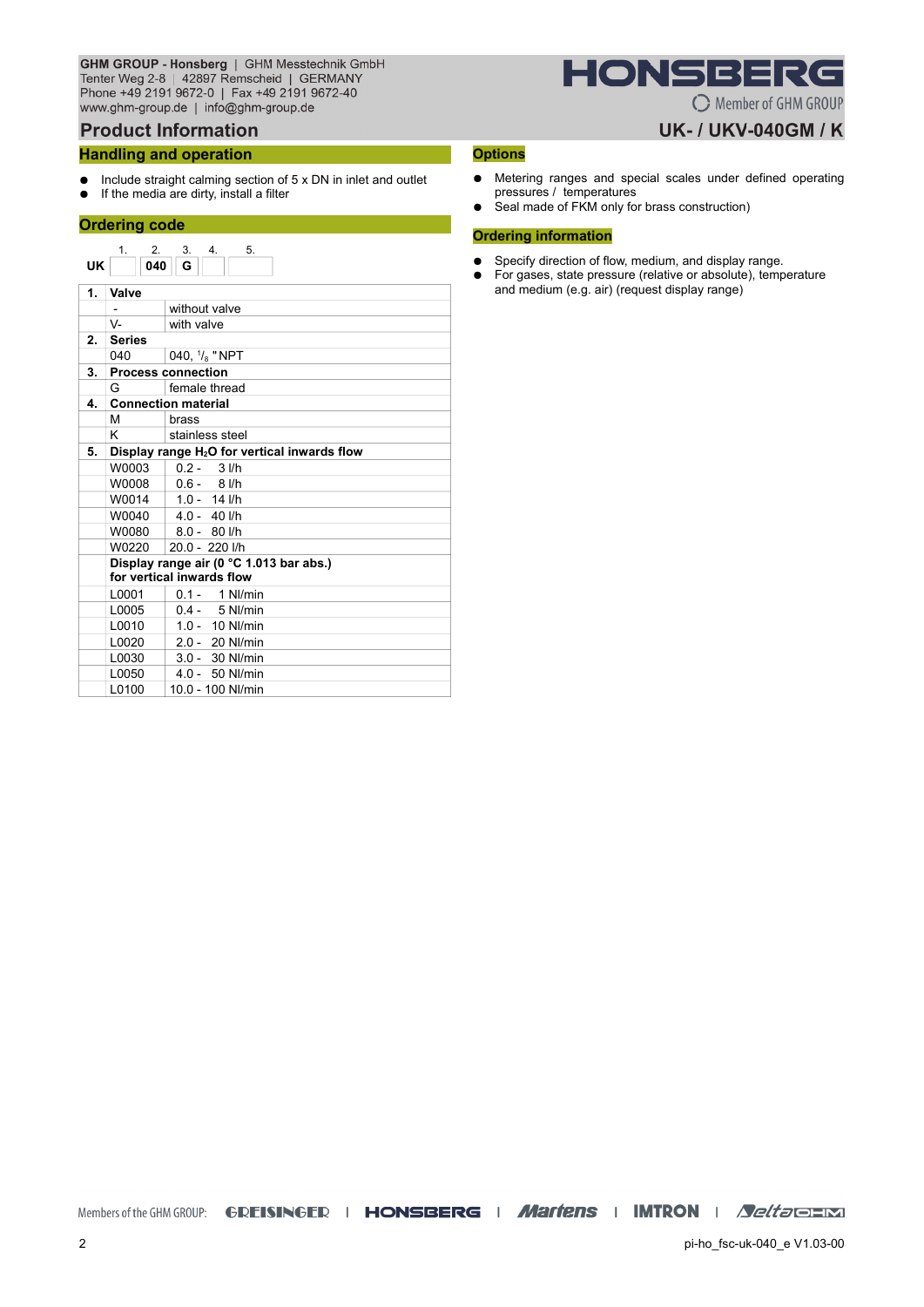GHM GROUP - Honsberg | GHM Messtechnik GmbH
Tenter Weg 2-8 | 42897 Remscheid | GERMANY
Phone +49 2191 9672-0 | Fax +49 2191 9672-40
www.ghm-group.de | info@ghm-group.de

## Product Information

## UK- / UKV-040GM / K

### Handling and operation

- Include straight calming section of 5 x DN in inlet and outlet
- If the media are dirty, install a filter

### Ordering code

| | 1. | 2. | 3. | 4. | 5. |
|---|---|---|---|---|---|
| UK | | 040 | G | | |

| | | |
|---|---|---|
| **1.** | **Valve** | |
| | - | without valve |
| | V- | with valve |
| **2.** | **Series** | |
| | 040 | 040, $^1/_8$ "NPT |
| **3.** | **Process connection** | |
| | G | female thread |
| **4.** | **Connection material** | |
| | M | brass |
| | K | stainless steel |
| **5.** | **Display range $H_2O$ for vertical inwards flow** | |
| | W0003 | 0.2 - 3 l/h |
| | W0008 | 0.6 - 8 l/h |
| | W0014 | 1.0 - 14 l/h |
| | W0040 | 4.0 - 40 l/h |
| | W0080 | 8.0 - 80 l/h |
| | W0220 | 20.0 - 220 l/h |
| | **Display range air (0 °C 1.013 bar abs.) for vertical inwards flow** | |
| | L0001 | 0.1 - 1 Nl/min |
| | L0005 | 0.4 - 5 Nl/min |
| | L0010 | 1.0 - 10 Nl/min |
| | L0020 | 2.0 - 20 Nl/min |
| | L0030 | 3.0 - 30 Nl/min |
| | L0050 | 4.0 - 50 Nl/min |
| | L0100 | 10.0 - 100 Nl/min |

### Options

- Metering ranges and special scales under defined operating pressures / temperatures
- Seal made of FKM only for brass construction)

### Ordering information

- Specify direction of flow, medium, and display range.
- For gases, state pressure (relative or absolute), temperature and medium (e.g. air) (request display range)

Members of the GHM GROUP: GREISINGER | HONSBERG | Martens | IMTRON | DeltaOHM

pi-ho_fsc-uk-040_e V1.03-00